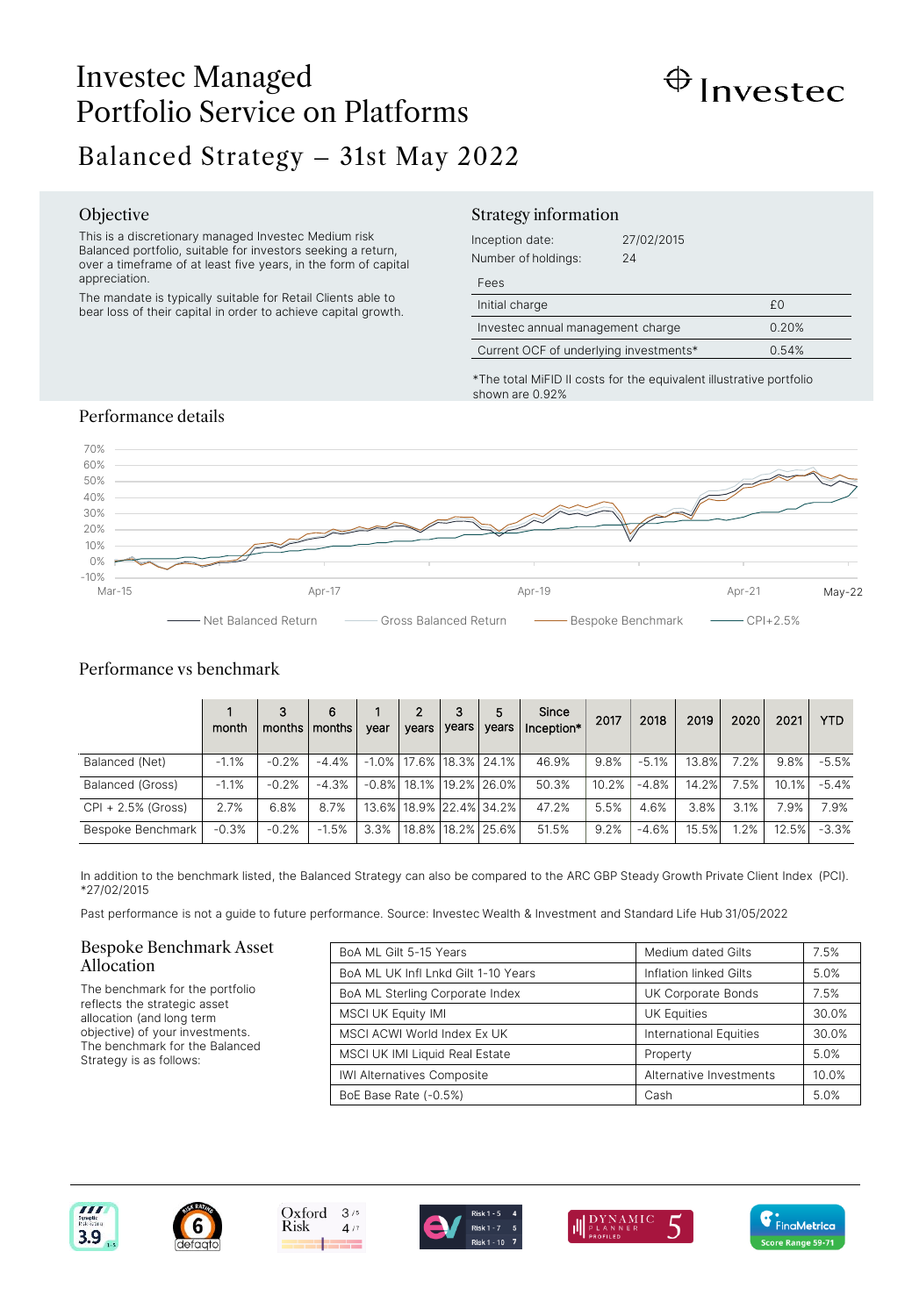# Investec Managed Portfolio Service on Platforms

## Balanced Strategy – 31st May 2022

### Objective

This is a discretionary managed Investec Medium risk Balanced portfolio, suitable for investors seeking a return, over a timeframe of at least five years, in the form of capital appreciation.

The mandate is typically suitable for Retail Clients able to bear loss of their capital in order to achieve capital growth.

### Strategy information

Inception date: 27/02/2015

Number of holdings: 24

| Fees | |
|---|---|
| Initial charge | £0 |
| Investec annual management charge | 0.20% |
| Current OCF of underlying investments* | 0.54% |

*The total MiFID II costs for the equivalent illustrative portfolio shown are 0.92%

### Performance details

Net Balanced Return — Gross Balanced Return — Bespoke Benchmark — CPI+2.5%

### Performance vs benchmark

| | 1 month | 3 months | 6 months | 1 year | 2 years | 3 years | 5 years | Since Inception* | 2017 | 2018 | 2019 | 2020 | 2021 | YTD |
|---|---|---|---|---|---|---|---|---|---|---|---|---|---|---|
| Balanced (Net) | -1.1% | -0.2% | -4.4% | -1.0% | 17.6% | 18.3% | 24.1% | 46.9% | 9.8% | -5.1% | 13.8% | 7.2% | 9.8% | -5.5% |
| Balanced (Gross) | -1.1% | -0.2% | -4.3% | -0.8% | 18.1% | 19.2% | 26.0% | 50.3% | 10.2% | -4.8% | 14.2% | 7.5% | 10.1% | -5.4% |
| CPI + 2.5% (Gross) | 2.7% | 6.8% | 8.7% | 13.6% | 18.9% | 22.4% | 34.2% | 47.2% | 5.5% | 4.6% | 3.8% | 3.1% | 7.9% | 7.9% |
| Bespoke Benchmark | -0.3% | -0.2% | -1.5% | 3.3% | 18.8% | 18.2% | 25.6% | 51.5% | 9.2% | -4.6% | 15.5% | 1.2% | 12.5% | -3.3% |

In addition to the benchmark listed, the Balanced Strategy can also be compared to the ARC GBP Steady Growth Private Client Index (PCI).
*27/02/2015

Past performance is not a guide to future performance. Source: Investec Wealth & Investment and Standard Life Hub 31/05/2022

### Bespoke Benchmark Asset Allocation

The benchmark for the portfolio reflects the strategic asset allocation (and long term objective) of your investments. The benchmark for the Balanced Strategy is as follows:

| Index | Asset class | Weight |
|---|---|---|
| BoA ML Gilt 5-15 Years | Medium dated Gilts | 7.5% |
| BoA ML UK Infl Lnkd Gilt 1-10 Years | Inflation linked Gilts | 5.0% |
| BoA ML Sterling Corporate Index | UK Corporate Bonds | 7.5% |
| MSCI UK Equity IMI | UK Equities | 30.0% |
| MSCI ACWI World Index Ex UK | International Equities | 30.0% |
| MSCI UK IMI Liquid Real Estate | Property | 5.0% |
| IWI Alternatives Composite | Alternative Investments | 10.0% |
| BoE Base Rate (-0.5%) | Cash | 5.0% |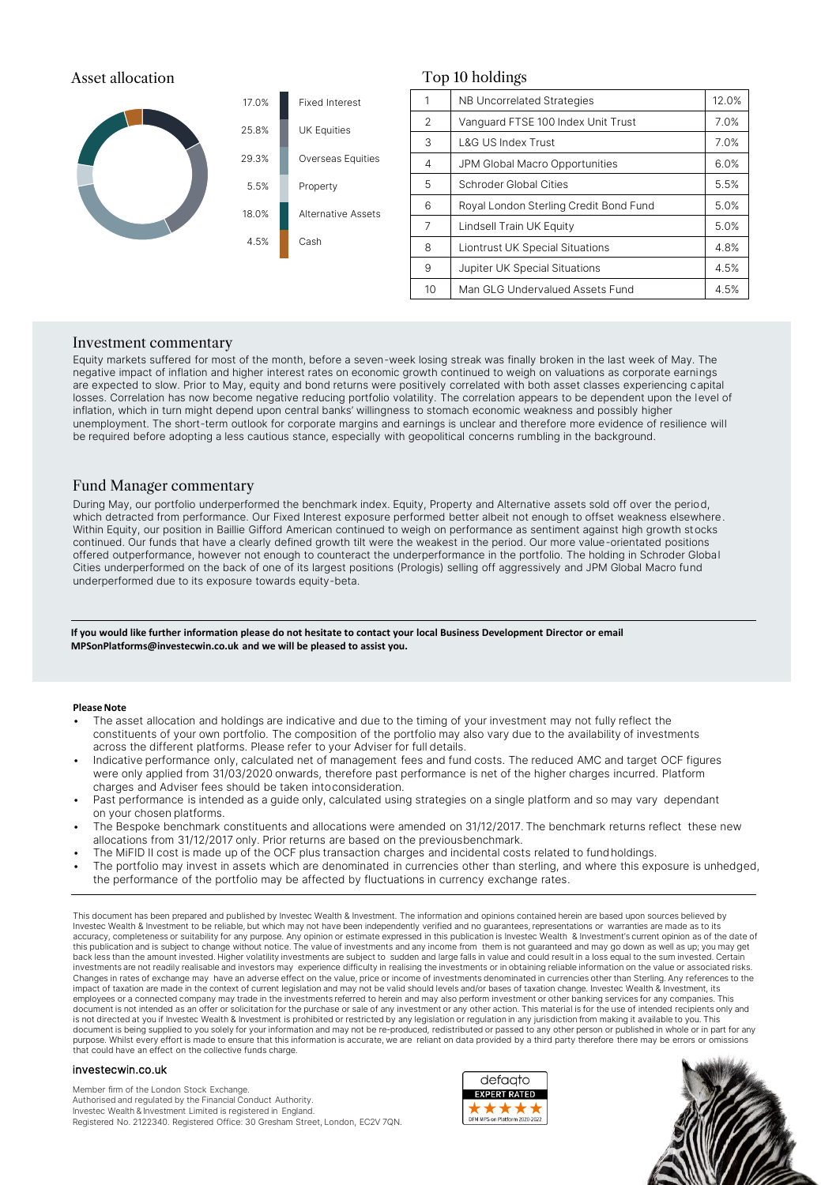## Asset allocation

17.0% Fixed Interest
25.8% UK Equities
29.3% Overseas Equities
5.5% Property
18.0% Alternative Assets
4.5% Cash

## Top 10 holdings

| | | |
|---|---|---|
| 1 | NB Uncorrelated Strategies | 12.0% |
| 2 | Vanguard FTSE 100 Index Unit Trust | 7.0% |
| 3 | L&G US Index Trust | 7.0% |
| 4 | JPM Global Macro Opportunities | 6.0% |
| 5 | Schroder Global Cities | 5.5% |
| 6 | Royal London Sterling Credit Bond Fund | 5.0% |
| 7 | Lindsell Train UK Equity | 5.0% |
| 8 | Liontrust UK Special Situations | 4.8% |
| 9 | Jupiter UK Special Situations | 4.5% |
| 10 | Man GLG Undervalued Assets Fund | 4.5% |

## Investment commentary

Equity markets suffered for most of the month, before a seven-week losing streak was finally broken in the last week of May. The negative impact of inflation and higher interest rates on economic growth continued to weigh on valuations as corporate earnings are expected to slow. Prior to May, equity and bond returns were positively correlated with both asset classes experiencing capital losses. Correlation has now become negative reducing portfolio volatility. The correlation appears to be dependent upon the level of inflation, which in turn might depend upon central banks' willingness to stomach economic weakness and possibly higher unemployment. The short-term outlook for corporate margins and earnings is unclear and therefore more evidence of resilience will be required before adopting a less cautious stance, especially with geopolitical concerns rumbling in the background.

## Fund Manager commentary

During May, our portfolio underperformed the benchmark index. Equity, Property and Alternative assets sold off over the period, which detracted from performance. Our Fixed Interest exposure performed better albeit not enough to offset weakness elsewhere. Within Equity, our position in Baillie Gifford American continued to weigh on performance as sentiment against high growth stocks continued. Our funds that have a clearly defined growth tilt were the weakest in the period. Our more value-orientated positions offered outperformance, however not enough to counteract the underperformance in the portfolio. The holding in Schroder Global Cities underperformed on the back of one of its largest positions (Prologis) selling off aggressively and JPM Global Macro fund underperformed due to its exposure towards equity-beta.

**If you would like further information please do not hesitate to contact your local Business Development Director or email MPSonPlatforms@investecwin.co.uk and we will be pleased to assist you.**

**Please Note**

- The asset allocation and holdings are indicative and due to the timing of your investment may not fully reflect the constituents of your own portfolio. The composition of the portfolio may also vary due to the availability of investments across the different platforms. Please refer to your Adviser for full details.
- Indicative performance only, calculated net of management fees and fund costs. The reduced AMC and target OCF figures were only applied from 31/03/2020 onwards, therefore past performance is net of the higher charges incurred. Platform charges and Adviser fees should be taken into consideration.
- Past performance is intended as a guide only, calculated using strategies on a single platform and so may vary dependant on your chosen platforms.
- The Bespoke benchmark constituents and allocations were amended on 31/12/2017. The benchmark returns reflect these new allocations from 31/12/2017 only. Prior returns are based on the previous benchmark.
- The MiFID II cost is made up of the OCF plus transaction charges and incidental costs related to fund holdings.
- The portfolio may invest in assets which are denominated in currencies other than sterling, and where this exposure is unhedged, the performance of the portfolio may be affected by fluctuations in currency exchange rates.

This document has been prepared and published by Investec Wealth & Investment. The information and opinions contained herein are based upon sources believed by Investec Wealth & Investment to be reliable, but which may not have been independently verified and no guarantees, representations or warranties are made as to its accuracy, completeness or suitability for any purpose. Any opinion or estimate expressed in this publication is Investec Wealth & Investment's current opinion as of the date of this publication and is subject to change without notice. The value of investments and any income from them is not guaranteed and may go down as well as up; you may get back less than the amount invested. Higher volatility investments are subject to sudden and large falls in value and could result in a loss equal to the sum invested. Certain investments are not readily realisable and investors may experience difficulty in realising the investments or in obtaining reliable information on the value or associated risks. Changes in rates of exchange may have an adverse effect on the value, price or income of investments denominated in currencies other than Sterling. Any references to the impact of taxation are made in the context of current legislation and may not be valid should levels and/or bases of taxation change. Investec Wealth & Investment, its employees or a connected company may trade in the investments referred to herein and may also perform investment or other banking services for any companies. This document is not intended as an offer or solicitation for the purchase or sale of any investment or any other action. This material is for the use of intended recipients only and is not directed at you if Investec Wealth & Investment is prohibited or restricted by any legislation or regulation in any jurisdiction from making it available to you. This document is being supplied to you solely for your information and may not be re-produced, redistributed or passed to any other person or published in whole or in part for any purpose. Whilst every effort is made to ensure that this information is accurate, we are reliant on data provided by a third party therefore there may be errors or omissions that could have an effect on the collective funds charge.

**investecwin.co.uk**

Member firm of the London Stock Exchange.
Authorised and regulated by the Financial Conduct Authority.
Investec Wealth & Investment Limited is registered in England.
Registered No. 2122340. Registered Office: 30 Gresham Street, London, EC2V 7QN.

defaqto EXPERT RATED DFM MPS on Platform 2020-2022